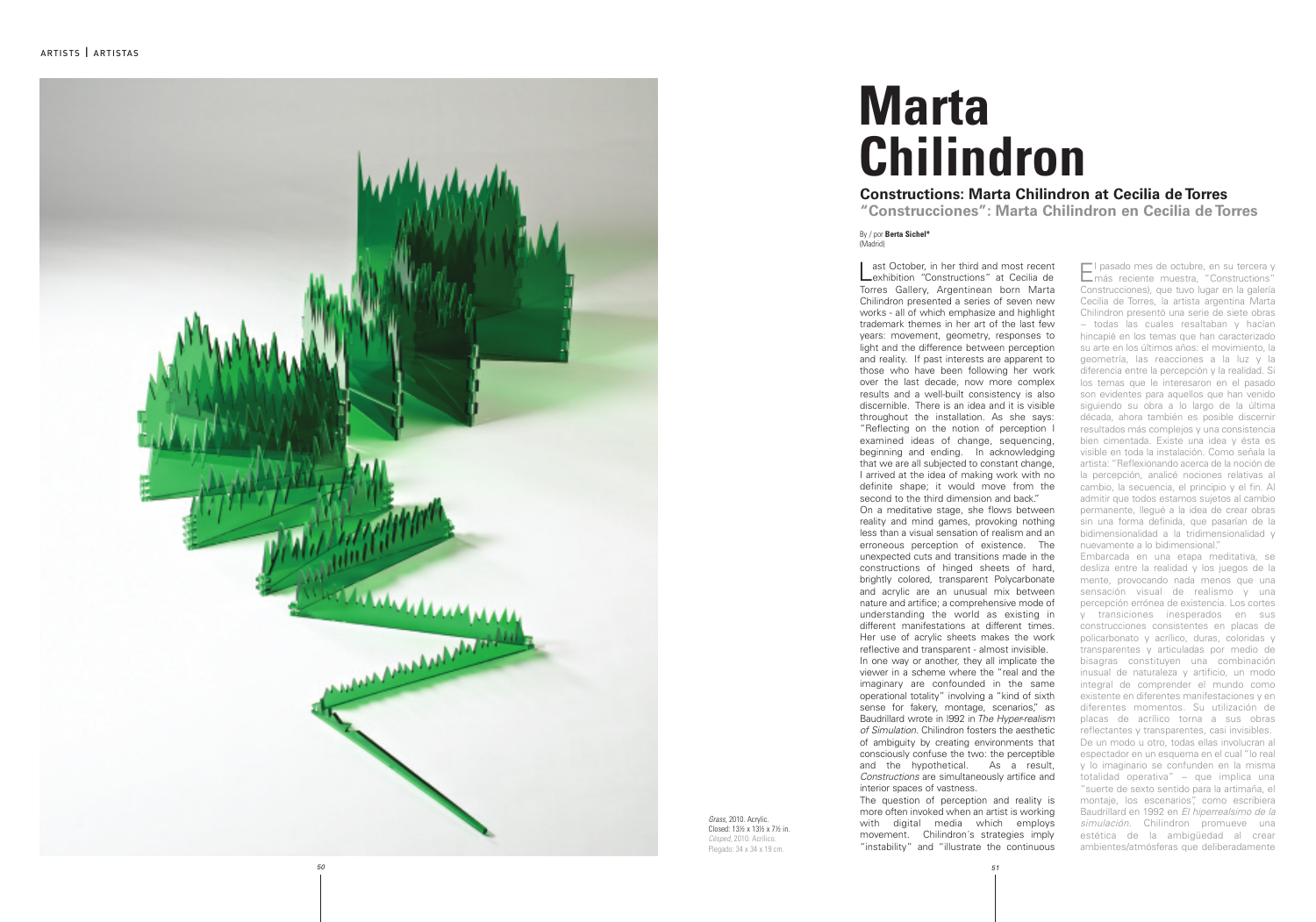# Marta Chilindron

## Constructions: Marta Chilindron at Cecilia de Torres

### "Construcciones": Marta Chilindron en Cecilia de Torres

By / por **Berta Sichel*** (Madrid)

Last October, in her third and most recent exhibition "Constructions" at Cecilia de Torres Gallery, Argentinean born Marta Chilindron presented a series of seven new works - all of which emphasize and highlight trademark themes in her art of the last few years: movement, geometry, responses to light and the difference between perception and reality. If past interests are apparent to those who have been following her work over the last decade, now more complex results and a well-built consistency is also discernible. There is an idea and it is visible throughout the installation. As she says: "Reflecting on the notion of perception I examined ideas of change, sequencing, beginning and ending. In acknowledging that we are all subjected to constant change, I arrived at the idea of making work with no definite shape; it would move from the second to the third dimension and back."

On a meditative stage, she flows between reality and mind games, provoking nothing less than a visual sensation of realism and an erroneous perception of existence. The unexpected cuts and transitions made in the constructions of hinged sheets of hard, brightly colored, transparent Polycarbonate and acrylic are an unusual mix between nature and artifice; a comprehensive mode of understanding the world as existing in different manifestations at different times. Her use of acrylic sheets makes the work reflective and transparent - almost invisible.

In one way or another, they all implicate the viewer in a scheme where the "real and the imaginary are confounded in the same operational totality" involving a "kind of sixth sense for fakery, montage, scenarios," as Baudrillard wrote in I992 in *The Hyper-realism of Simulation*. Chilindron fosters the aesthetic of ambiguity by creating environments that consciously confuse the two: the perceptible and the hypothetical. As a result, *Constructions* are simultaneously artifice and interior spaces of vastness.

The question of perception and reality is more often invoked when an artist is working with digital media which employs movement. Chilindron´s strategies imply "instability" and "illustrate the continuous

El pasado mes de octubre, en su tercera y más reciente muestra, "Constructions" Construcciones), que tuvo lugar en la galería Cecilia de Torres, la artista argentina Marta Chilindron presentó una serie de siete obras – todas las cuales resaltaban y hacían hincapié en los temas que han caracterizado su arte en los últimos años: el movimiento, la geometría, las reacciones a la luz y la diferencia entre la percepción y la realidad. Si los temas que le interesaron en el pasado son evidentes para aquellos que han venido siguiendo su obra a lo largo de la última década, ahora también es posible discernir resultados más complejos y una consistencia bien cimentada. Existe una idea y ésta es visible en toda la instalación. Como señala la artista: "Reflexionando acerca de la noción de la percepción, analicé nociones relativas al cambio, la secuencia, el principio y el fin. Al admitir que todos estamos sujetos al cambio permanente, llegué a la idea de crear obras sin una forma definida, que pasarían de la bidimensionalidad a la tridimensionalidad y nuevamente a lo bidimensional."

Embarcada en una etapa meditativa, se desliza entre la realidad y los juegos de la mente, provocando nada menos que una sensación visual de realismo y una percepción errónea de existencia. Los cortes y transiciones inesperados en sus construcciones consistentes en placas de policarbonato y acrílico, duras, coloridas y transparentes y articuladas por medio de bisagras constituyen una combinación inusual de naturaleza y artificio, un modo integral de comprender el mundo como existente en diferentes manifestaciones y en diferentes momentos. Su utilización de placas de acrílico torna a sus obras reflectantes y transparentes, casi invisibles.

De un modo u otro, todas ellas involucran al espectador en un esquema en el cual "lo real y lo imaginario se confunden en la misma totalidad operativa" – que implica una "suerte de sexto sentido para la artimaña, el montaje, los escenarios", como escribiera Baudrillard en 1992 en *El hiperrealismo de la simulación*. Chilindron promueve una estética de la ambigüedad al crear ambientes/atmósferas que deliberadamente

*Grass*, 2010. Acrylic.
Closed: 13½ x 13½ x 7½ in.
*Césped*, 2010. Acrílico.
Plegado: 34 x 34 x 19 cm.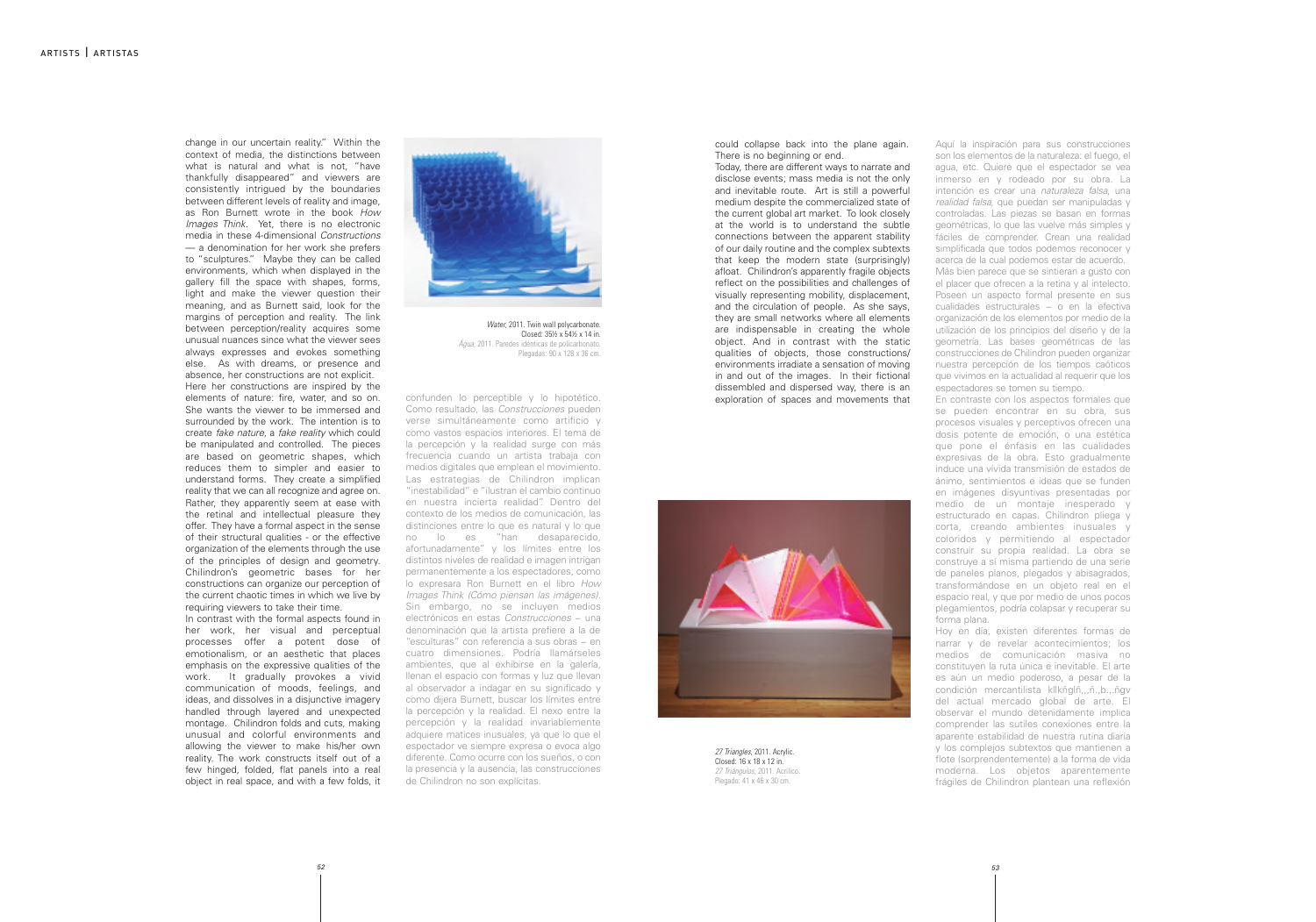change in our uncertain reality." Within the context of media, the distinctions between what is natural and what is not, "have thankfully disappeared" and viewers are consistently intrigued by the boundaries between different levels of reality and image, as Ron Burnett wrote in the book *How Images Think*. Yet, there is no electronic media in these 4-dimensional *Constructions* — a denomination for her work she prefers to "sculptures." Maybe they can be called environments, which when displayed in the gallery fill the space with shapes, forms, light and make the viewer question their meaning, and as Burnett said, look for the margins of perception and reality. The link between perception/reality acquires some unusual nuances since what the viewer sees always expresses and evokes something else. As with dreams, or presence and absence, her constructions are not explicit.

Here her constructions are inspired by the elements of nature: fire, water, and so on. She wants the viewer to be immersed and surrounded by the work. The intention is to create *fake nature*, a *fake reality* which could be manipulated and controlled. The pieces are based on geometric shapes, which reduces them to simpler and easier to understand forms. They create a simplified reality that we can all recognize and agree on. Rather, they apparently seem at ease with the retinal and intellectual pleasure they offer. They have a formal aspect in the sense of their structural qualities - or the effective organization of the elements through the use of the principles of design and geometry. Chilindron's geometric bases for her constructions can organize our perception of the current chaotic times in which we live by requiring viewers to take their time.

In contrast with the formal aspects found in her work, her visual and perceptual processes offer a potent dose of emotionalism, or an aesthetic that places emphasis on the expressive qualities of the work. It gradually provokes a vivid communication of moods, feelings, and ideas, and dissolves in a disjunctive imagery handled through layered and unexpected montage. Chilindron folds and cuts, making unusual and colorful environments and allowing the viewer to make his/her own reality. The work constructs itself out of a few hinged, folded, flat panels into a real object in real space, and with a few folds, it could collapse back into the plane again. There is no beginning or end.

Today, there are different ways to narrate and disclose events; mass media is not the only and inevitable route. Art is still a powerful medium despite the commercialized state of the current global art market. To look closely at the world is to understand the subtle connections between the apparent stability of our daily routine and the complex subtexts that keep the modern state (surprisingly) afloat. Chilindron's apparently fragile objects reflect on the possibilities and challenges of visually representing mobility, displacement, and the circulation of people. As she says, they are small networks where all elements are indispensable in creating the whole object. And in contrast with the static qualities of objects, those constructions/environments irradiate a sensation of moving in and out of the images. In their fictional dissembled and dispersed way, there is an exploration of spaces and movements that

*Water*, 2011. Twin wall polycarbonate.
Closed: 35½ x 54½ x 14 in.
*Agua*, 2011. Paredes idénticas de policarbonato.
Plegadas: 90 x 128 x 36 cm.

confunden lo perceptible y lo hipotético. Como resultado, las *Construcciones* pueden verse simultáneamente como artificio y como vastos espacios interiores. El tema de la percepción y la realidad surge con más frecuencia cuando un artista trabaja con medios digitales que emplean el movimiento. Las estrategias de Chilindron implican "inestabilidad" e "ilustran el cambio continuo en nuestra incierta realidad". Dentro del contexto de los medios de comunicación, las distinciones entre lo que es natural y lo que no lo es "han desaparecido, afortunadamente" y los límites entre los distintos niveles de realidad e imagen intrigan permanentemente a los espectadores, como lo expresara Ron Burnett en el libro *How Images Think (Cómo piensan las imágenes)*. Sin embargo, no se incluyen medios electrónicos en estas *Construcciones* – una denominación que la artista prefiere a la de "esculturas" con referencia a sus obras – en cuatro dimensiones. Podría llamárseles ambientes, que al exhibirse en la galería, llenan el espacio con formas y luz que llevan al observador a indagar en su significado y como dijera Burnett, buscar los límites entre la percepción y la realidad. El nexo entre la percepción y la realidad invariablemente adquiere matices inusuales, ya que lo que el espectador ve siempre expresa o evoca algo diferente. Como ocurre con los sueños, o con la presencia y la ausencia, las construcciones de Chilindron no son explícitas.

*27 Triangles*, 2011. Acrylic.
Closed: 16 x 18 x 12 in.
*27 Triángulos*, 2011. Acrílico.
Plegado: 41 x 46 x 30 cm.

Aquí la inspiración para sus construcciones son los elementos de la naturaleza: el fuego, el agua, etc. Quiere que el espectador se vea inmerso en y rodeado por su obra. La intención es crear una *naturaleza falsa*, una *realidad falsa*, que puedan ser manipuladas y controladas. Las piezas se basan en formas geométricas, lo que las vuelve más simples y fáciles de comprender. Crean una realidad simplificada que todos podemos reconocer y acerca de la cual podemos estar de acuerdo. Más bien parece que se sintieran a gusto con el placer que ofrecen a la retina y al intelecto. Poseen un aspecto formal presente en sus cualidades estructurales – o en la efectiva organización de los elementos por medio de la utilización de los principios del diseño y de la geometría. Las bases geométricas de las construcciones de Chilindron pueden organizar nuestra percepción de los tiempos caóticos que vivimos en la actualidad al requerir que los espectadores se tomen su tiempo.

En contraste con los aspectos formales que se pueden encontrar en su obra, sus procesos visuales y perceptivos ofrecen una dosis potente de emoción, o una estética que pone el énfasis en las cualidades expresivas de la obra. Esto gradualmente induce una vívida transmisión de estados de ánimo, sentimientos e ideas que se funden en imágenes disyuntivas presentadas por medio de un montaje inesperado y estructurado en capas. Chilindron pliega y corta, creando ambientes inusuales y coloridos y permitiendo al espectador construir su propia realidad. La obra se construye a sí misma partiendo de una serie de paneles planos, plegados y abisagrados, transformándose en un objeto real en el espacio real, y que por medio de unos pocos plegamientos, podría colapsar y recuperar su forma plana.

Hoy en día, existen diferentes formas de narrar y de revelar acontecimientos; los medios de comunicación masiva no constituyen la ruta única e inevitable. El arte es aún un medio poderoso, a pesar de la condición mercantilista kllkñglñ,,,ñ.,b.,,ñgv del actual mercado global de arte. El observar el mundo detenidamente implica comprender las sutiles conexiones entre la aparente estabilidad de nuestra rutina diaria y los complejos subtextos que mantienen a flote (sorprendentemente) a la forma de vida moderna. Los objetos aparentemente frágiles de Chilindron plantean una reflexión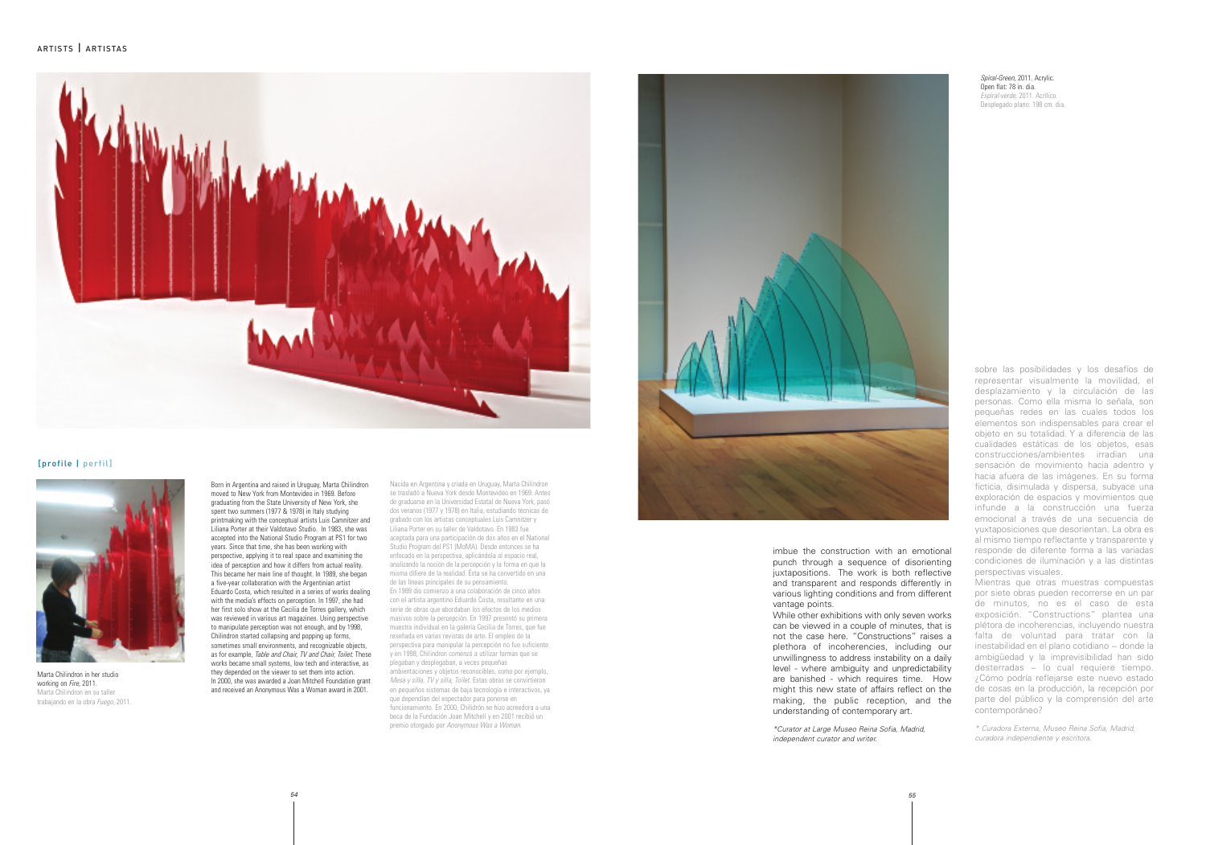## [profile | perfil]

Marta Chilindron in her studio working on *Fire*, 2011.
Marta Chilindron en su taller trabajando en la obra *Fuego*, 2011.

Born in Argentina and raised in Uruguay, Marta Chilindron moved to New York from Montevideo in 1969. Before graduating from the State University of New York, she spent two summers (1977 & 1978) in Italy studying printmaking with the conceptual artists Luis Camnitzer and Liliana Porter at their Valdottavo Studio. In 1983, she was accepted into the National Studio Program at PS1 for two years. Since that time, she has been working with perspective, applying it to real space and examining the idea of perception and how it differs from actual reality. This became her main line of thought. In 1989, she began a five-year collaboration with the Argentinian artist Eduardo Costa, which resulted in a series of works dealing with the media's effects on perception. In 1997, she had her first solo show at the Cecilia de Torres gallery, which was reviewed in various art magazines. Using perspective to manipulate perception was not enough, and by 1998, Chilindron started collapsing and popping up forms, sometimes small environments, and recognizable objects, as for example, *Table and Chair, TV and Chair, Toilet*. These works became small systems, low tech and interactive, as they depended on the viewer to set them into action. In 2000, she was awarded a Joan Mitchell Foundation grant and received an Anonymous Was a Woman award in 2001.

Nacida en Argentina y criada en Uruguay, Marta Chilindron se trasladó a Nueva York desde Montevideo en 1969. Antes de graduarse en la Universidad Estatal de Nueva York, pasó dos veranos (1977 y 1978) en Italia, estudiando técnicas de grabado con los artistas conceptuales Luis Camnitzer y Liliana Porter en su taller de Valdotavo. En 1983 fue aceptada para una participación de dos años en el National Studio Program del PS1 (MoMA). Desde entonces se ha enfocado en la perspectiva, aplicándola al espacio real, analizando la noción de la percepción y la forma en que la misma difiere de la realidad. Ésta se ha convertido en una de las líneas principales de su pensamiento.
En 1989 dio comienzo a una colaboración de cinco años con el artista argentino Eduardo Costa, resultante en una serie de obras que abordaban los efectos de los medios masivos sobre la percepción. En 1997 presentó su primera muestra individual en la galería Cecilia de Torres, que fue reseñada en varias revistas de arte. El empleo de la perspectiva para manipular la percepción no fue suficiente y en 1998, Chilindron comenzó a utilizar formas que se plegaban y desplegaban, a veces pequeñas ambientaciones y objetos reconocibles, como por ejemplo, *Mesa y silla, TV y silla, Toilet*. Estas obras se convirtieron en pequeños sistemas de baja tecnología e interactivos, ya que dependían del espectador para ponerse en funcionamiento. En 2000, Chilidrón se hizo acreedora a una beca de la Fundación Joan Mitchell y en 2001 recibió un premio otorgado por *Anonymous Was a Woman*.

*Spiral-Green*, 2011. Acrylic.
Open flat: 78 in. dia.
*Espiral-verde*, 2011. Acrílico.
Desplegado plano: 198 cm. dia.

imbue the construction with an emotional punch through a sequence of disorienting juxtapositions. The work is both reflective and transparent and responds differently in various lighting conditions and from different vantage points.

While other exhibitions with only seven works can be viewed in a couple of minutes, that is not the case here. "Constructions" raises a plethora of incoherencies, including our unwillingness to address instability on a daily level - where ambiguity and unpredictability are banished - which requires time. How might this new state of affairs reflect on the making, the public reception, and the understanding of contemporary art.

*\*Curator at Large Museo Reina Sofia, Madrid, independent curator and writer.*

sobre las posibilidades y los desafíos de representar visualmente la movilidad, el desplazamiento y la circulación de las personas. Como ella misma lo señala, son pequeñas redes en las cuales todos los elementos son indispensables para crear el objeto en su totalidad. Y a diferencia de las cualidades estáticas de los objetos, esas construcciones/ambientes irradian una sensación de movimiento hacia adentro y hacia afuera de las imágenes. En su forma ficticia, disimulada y dispersa, subyace una exploración de espacios y movimientos que infunde a la construcción una fuerza emocional a través de una secuencia de yuxtaposiciones que desorientan. La obra es al mismo tiempo reflectante y transparente y responde de diferente forma a las variadas condiciones de iluminación y a las distintas perspectivas visuales.

Mientras que otras muestras compuestas por siete obras pueden recorrerse en un par de minutos, no es el caso de esta exposición. "Constructions" plantea una plétora de incoherencias, incluyendo nuestra falta de voluntad para tratar con la inestabilidad en el plano cotidiano – donde la ambigüedad y la imprevisibilidad han sido desterradas – lo cual requiere tiempo. ¿Cómo podría reflejarse este nuevo estado de cosas en la producción, la recepción por parte del público y la comprensión del arte contemporáneo?

*\* Curadora Externa, Museo Reina Sofia, Madrid, curadora independiente y escritora.*